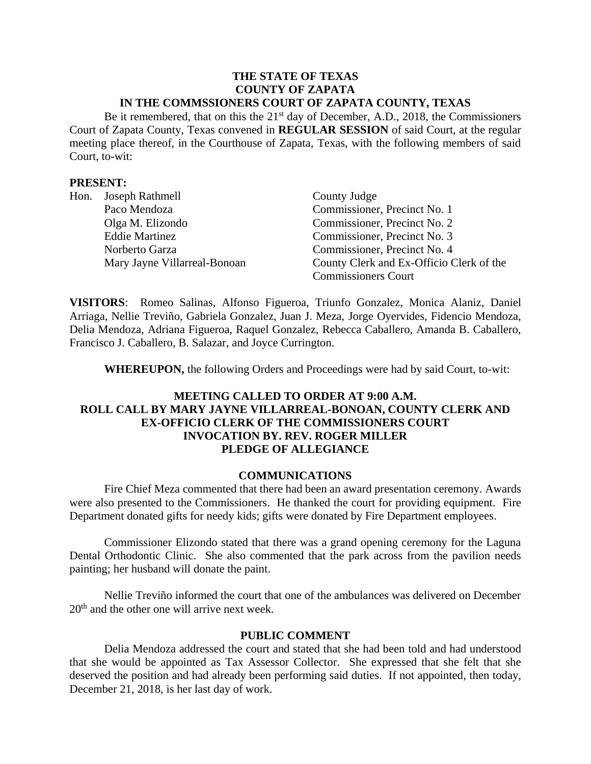**THE STATE OF TEXAS**
**COUNTY OF ZAPATA**
**IN THE COMMSSIONERS COURT OF ZAPATA COUNTY, TEXAS**

Be it remembered, that on this the 21st day of December, A.D., 2018, the Commissioners Court of Zapata County, Texas convened in **REGULAR SESSION** of said Court, at the regular meeting place thereof, in the Courthouse of Zapata, Texas, with the following members of said Court, to-wit:

**PRESENT:**

| | | |
|---|---|---|
| Hon. | Joseph Rathmell | County Judge |
| | Paco Mendoza | Commissioner, Precinct No. 1 |
| | Olga M. Elizondo | Commissioner, Precinct No. 2 |
| | Eddie Martinez | Commissioner, Precinct No. 3 |
| | Norberto Garza | Commissioner, Precinct No. 4 |
| | Mary Jayne Villarreal-Bonoan | County Clerk and Ex-Officio Clerk of the Commissioners Court |

**VISITORS**: Romeo Salinas, Alfonso Figueroa, Triunfo Gonzalez, Monica Alaniz, Daniel Arriaga, Nellie Treviño, Gabriela Gonzalez, Juan J. Meza, Jorge Oyervides, Fidencio Mendoza, Delia Mendoza, Adriana Figueroa, Raquel Gonzalez, Rebecca Caballero, Amanda B. Caballero, Francisco J. Caballero, B. Salazar, and Joyce Currington.

**WHEREUPON,** the following Orders and Proceedings were had by said Court, to-wit:

**MEETING CALLED TO ORDER AT 9:00 A.M.**
**ROLL CALL BY MARY JAYNE VILLARREAL-BONOAN, COUNTY CLERK AND EX-OFFICIO CLERK OF THE COMMISSIONERS COURT**
**INVOCATION BY. REV. ROGER MILLER**
**PLEDGE OF ALLEGIANCE**

**COMMUNICATIONS**

Fire Chief Meza commented that there had been an award presentation ceremony. Awards were also presented to the Commissioners. He thanked the court for providing equipment. Fire Department donated gifts for needy kids; gifts were donated by Fire Department employees.

Commissioner Elizondo stated that there was a grand opening ceremony for the Laguna Dental Orthodontic Clinic. She also commented that the park across from the pavilion needs painting; her husband will donate the paint.

Nellie Treviño informed the court that one of the ambulances was delivered on December 20th and the other one will arrive next week.

**PUBLIC COMMENT**

Delia Mendoza addressed the court and stated that she had been told and had understood that she would be appointed as Tax Assessor Collector. She expressed that she felt that she deserved the position and had already been performing said duties. If not appointed, then today, December 21, 2018, is her last day of work.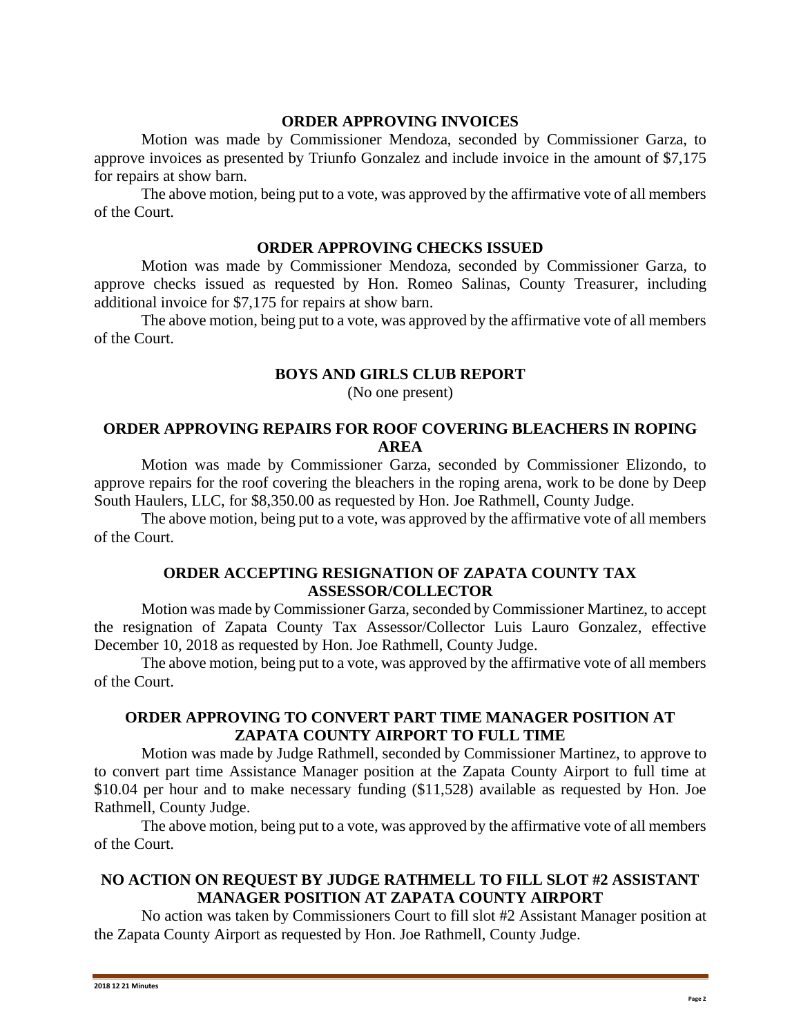## ORDER APPROVING INVOICES

Motion was made by Commissioner Mendoza, seconded by Commissioner Garza, to approve invoices as presented by Triunfo Gonzalez and include invoice in the amount of $7,175 for repairs at show barn.

The above motion, being put to a vote, was approved by the affirmative vote of all members of the Court.

## ORDER APPROVING CHECKS ISSUED

Motion was made by Commissioner Mendoza, seconded by Commissioner Garza, to approve checks issued as requested by Hon. Romeo Salinas, County Treasurer, including additional invoice for $7,175 for repairs at show barn.

The above motion, being put to a vote, was approved by the affirmative vote of all members of the Court.

## BOYS AND GIRLS CLUB REPORT

(No one present)

## ORDER APPROVING REPAIRS FOR ROOF COVERING BLEACHERS IN ROPING AREA

Motion was made by Commissioner Garza, seconded by Commissioner Elizondo, to approve repairs for the roof covering the bleachers in the roping arena, work to be done by Deep South Haulers, LLC, for $8,350.00 as requested by Hon. Joe Rathmell, County Judge.

The above motion, being put to a vote, was approved by the affirmative vote of all members of the Court.

## ORDER ACCEPTING RESIGNATION OF ZAPATA COUNTY TAX ASSESSOR/COLLECTOR

Motion was made by Commissioner Garza, seconded by Commissioner Martinez, to accept the resignation of Zapata County Tax Assessor/Collector Luis Lauro Gonzalez, effective December 10, 2018 as requested by Hon. Joe Rathmell, County Judge.

The above motion, being put to a vote, was approved by the affirmative vote of all members of the Court.

## ORDER APPROVING TO CONVERT PART TIME MANAGER POSITION AT ZAPATA COUNTY AIRPORT TO FULL TIME

Motion was made by Judge Rathmell, seconded by Commissioner Martinez, to approve to to convert part time Assistance Manager position at the Zapata County Airport to full time at $10.04 per hour and to make necessary funding ($11,528) available as requested by Hon. Joe Rathmell, County Judge.

The above motion, being put to a vote, was approved by the affirmative vote of all members of the Court.

## NO ACTION ON REQUEST BY JUDGE RATHMELL TO FILL SLOT #2 ASSISTANT MANAGER POSITION AT ZAPATA COUNTY AIRPORT

No action was taken by Commissioners Court to fill slot #2 Assistant Manager position at the Zapata County Airport as requested by Hon. Joe Rathmell, County Judge.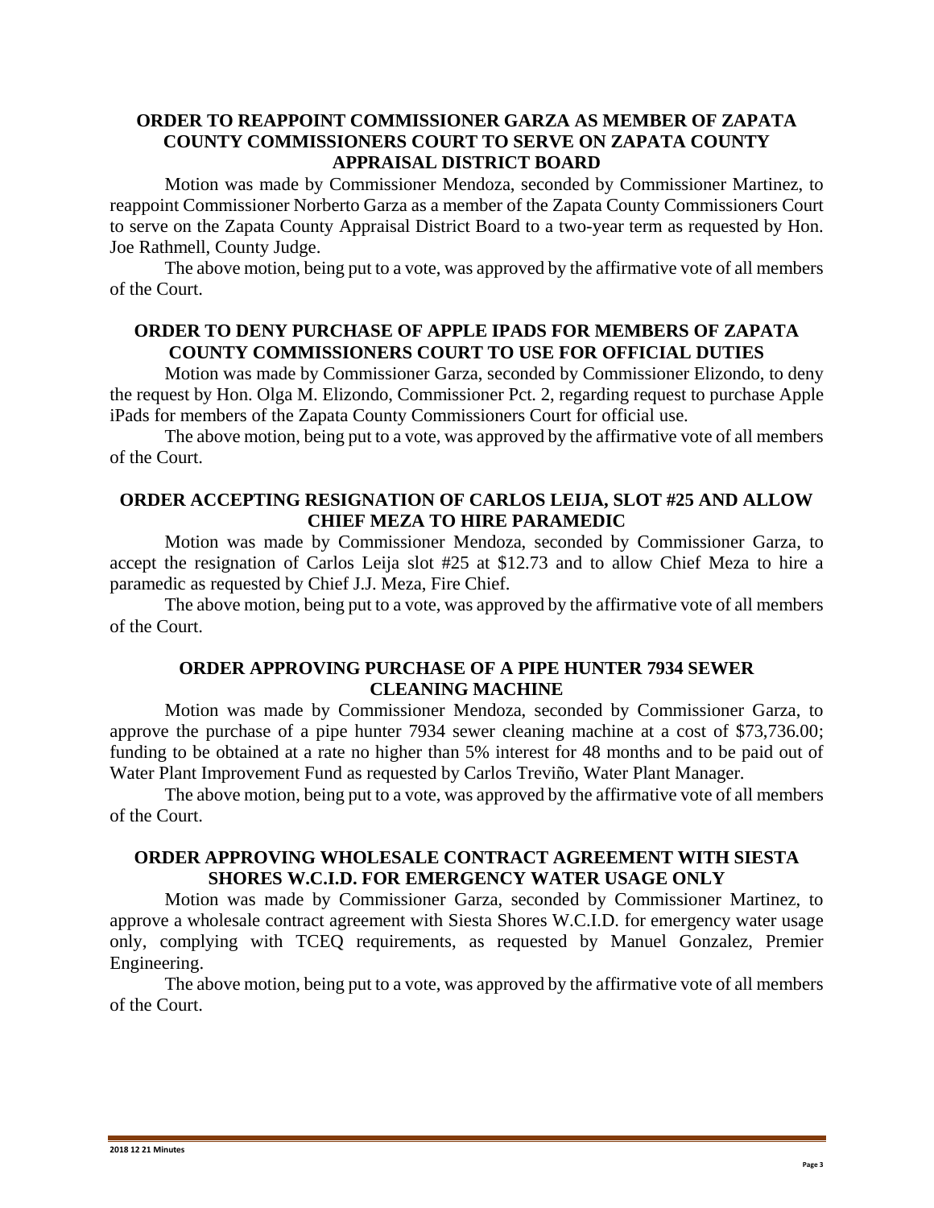**ORDER TO REAPPOINT COMMISSIONER GARZA AS MEMBER OF ZAPATA COUNTY COMMISSIONERS COURT TO SERVE ON ZAPATA COUNTY APPRAISAL DISTRICT BOARD**

Motion was made by Commissioner Mendoza, seconded by Commissioner Martinez, to reappoint Commissioner Norberto Garza as a member of the Zapata County Commissioners Court to serve on the Zapata County Appraisal District Board to a two-year term as requested by Hon. Joe Rathmell, County Judge.

The above motion, being put to a vote, was approved by the affirmative vote of all members of the Court.

**ORDER TO DENY PURCHASE OF APPLE IPADS FOR MEMBERS OF ZAPATA COUNTY COMMISSIONERS COURT TO USE FOR OFFICIAL DUTIES**

Motion was made by Commissioner Garza, seconded by Commissioner Elizondo, to deny the request by Hon. Olga M. Elizondo, Commissioner Pct. 2, regarding request to purchase Apple iPads for members of the Zapata County Commissioners Court for official use.

The above motion, being put to a vote, was approved by the affirmative vote of all members of the Court.

**ORDER ACCEPTING RESIGNATION OF CARLOS LEIJA, SLOT #25 AND ALLOW CHIEF MEZA TO HIRE PARAMEDIC**

Motion was made by Commissioner Mendoza, seconded by Commissioner Garza, to accept the resignation of Carlos Leija slot #25 at $12.73 and to allow Chief Meza to hire a paramedic as requested by Chief J.J. Meza, Fire Chief.

The above motion, being put to a vote, was approved by the affirmative vote of all members of the Court.

**ORDER APPROVING PURCHASE OF A PIPE HUNTER 7934 SEWER CLEANING MACHINE**

Motion was made by Commissioner Mendoza, seconded by Commissioner Garza, to approve the purchase of a pipe hunter 7934 sewer cleaning machine at a cost of $73,736.00; funding to be obtained at a rate no higher than 5% interest for 48 months and to be paid out of Water Plant Improvement Fund as requested by Carlos Treviño, Water Plant Manager.

The above motion, being put to a vote, was approved by the affirmative vote of all members of the Court.

**ORDER APPROVING WHOLESALE CONTRACT AGREEMENT WITH SIESTA SHORES W.C.I.D. FOR EMERGENCY WATER USAGE ONLY**

Motion was made by Commissioner Garza, seconded by Commissioner Martinez, to approve a wholesale contract agreement with Siesta Shores W.C.I.D. for emergency water usage only, complying with TCEQ requirements, as requested by Manuel Gonzalez, Premier Engineering.

The above motion, being put to a vote, was approved by the affirmative vote of all members of the Court.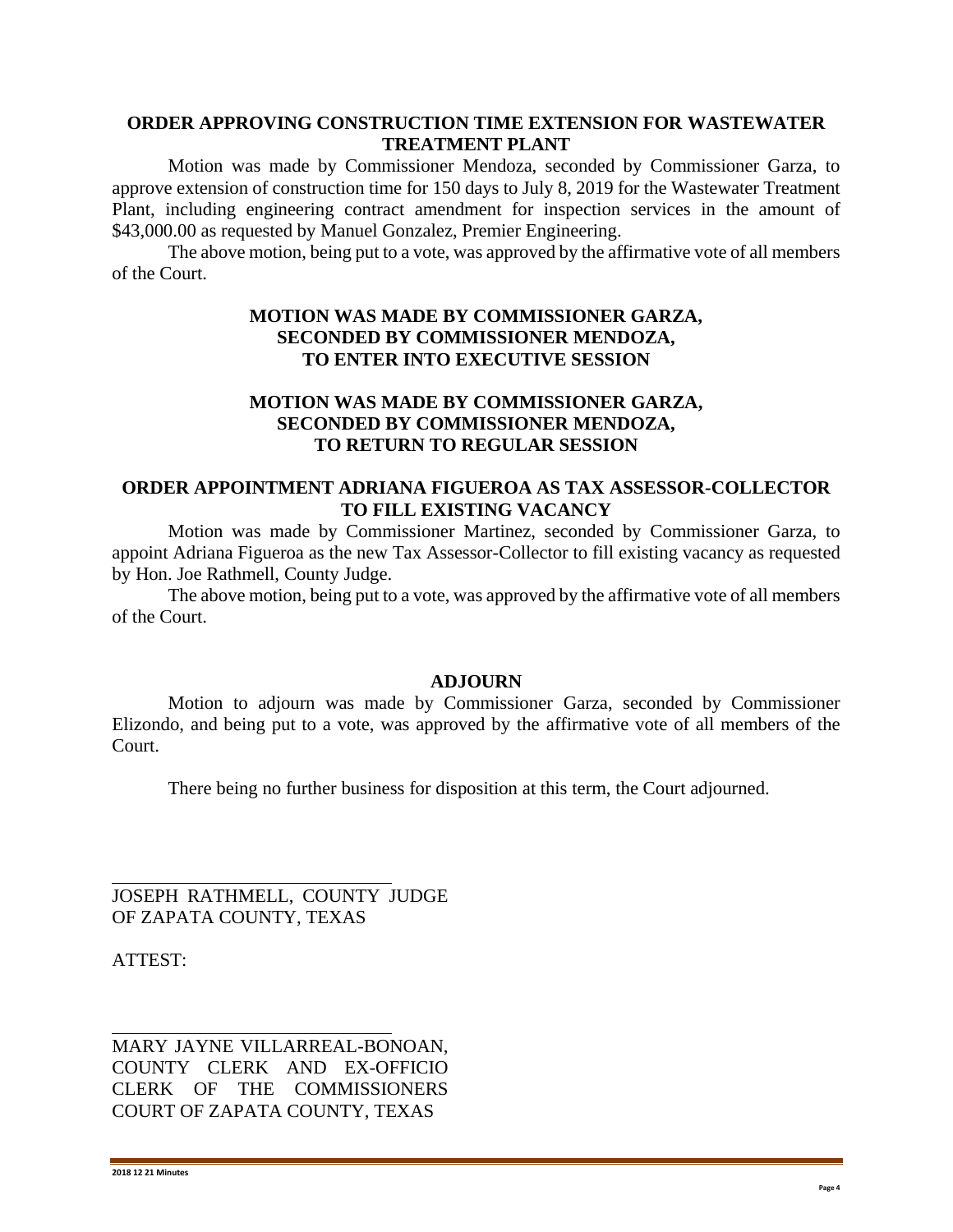**ORDER APPROVING CONSTRUCTION TIME EXTENSION FOR WASTEWATER TREATMENT PLANT**

Motion was made by Commissioner Mendoza, seconded by Commissioner Garza, to approve extension of construction time for 150 days to July 8, 2019 for the Wastewater Treatment Plant, including engineering contract amendment for inspection services in the amount of $43,000.00 as requested by Manuel Gonzalez, Premier Engineering.

The above motion, being put to a vote, was approved by the affirmative vote of all members of the Court.

**MOTION WAS MADE BY COMMISSIONER GARZA, SECONDED BY COMMISSIONER MENDOZA, TO ENTER INTO EXECUTIVE SESSION**

**MOTION WAS MADE BY COMMISSIONER GARZA, SECONDED BY COMMISSIONER MENDOZA, TO RETURN TO REGULAR SESSION**

**ORDER APPOINTMENT ADRIANA FIGUEROA AS TAX ASSESSOR-COLLECTOR TO FILL EXISTING VACANCY**

Motion was made by Commissioner Martinez, seconded by Commissioner Garza, to appoint Adriana Figueroa as the new Tax Assessor-Collector to fill existing vacancy as requested by Hon. Joe Rathmell, County Judge.

The above motion, being put to a vote, was approved by the affirmative vote of all members of the Court.

**ADJOURN**

Motion to adjourn was made by Commissioner Garza, seconded by Commissioner Elizondo, and being put to a vote, was approved by the affirmative vote of all members of the Court.

There being no further business for disposition at this term, the Court adjourned.

\_\_\_\_\_\_\_\_\_\_\_\_\_\_\_\_\_\_\_\_\_\_\_\_\_\_\_\_\_\_

JOSEPH RATHMELL, COUNTY JUDGE
OF ZAPATA COUNTY, TEXAS

ATTEST:

\_\_\_\_\_\_\_\_\_\_\_\_\_\_\_\_\_\_\_\_\_\_\_\_\_\_\_\_\_\_

MARY JAYNE VILLARREAL-BONOAN,
COUNTY CLERK AND EX-OFFICIO
CLERK OF THE COMMISSIONERS
COURT OF ZAPATA COUNTY, TEXAS